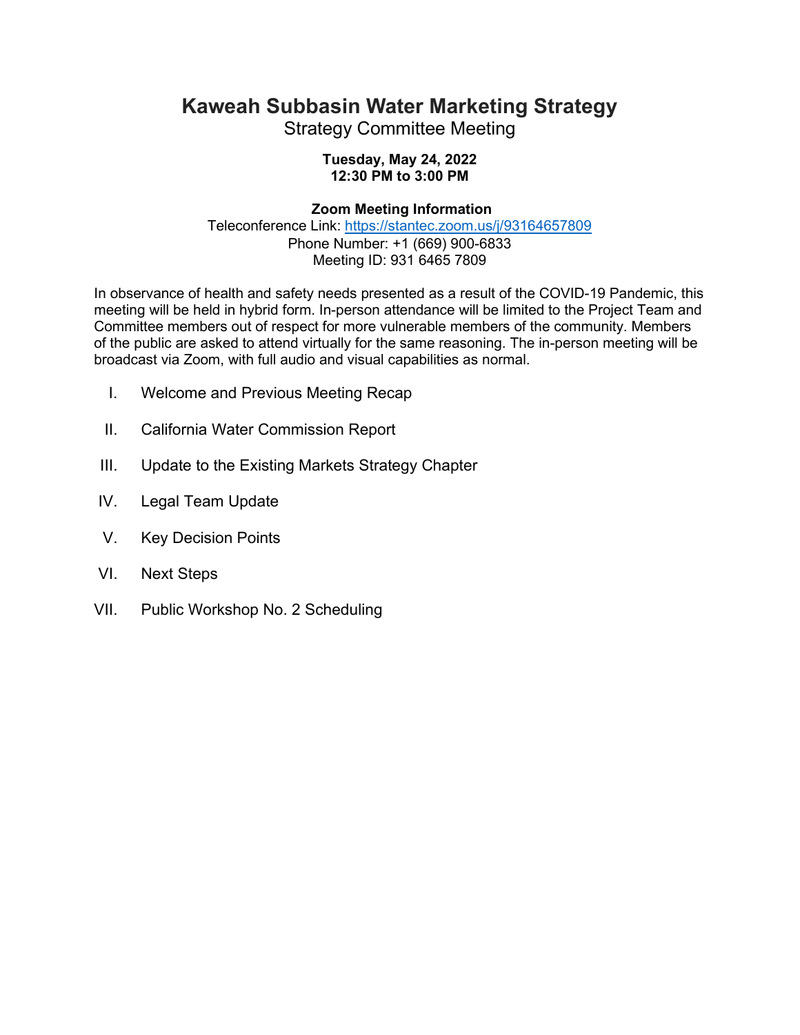# Kaweah Subbasin Water Marketing Strategy

## Strategy Committee Meeting

**Tuesday, May 24, 2022**
**12:30 PM to 3:00 PM**

**Zoom Meeting Information**
Teleconference Link: https://stantec.zoom.us/j/93164657809
Phone Number: +1 (669) 900-6833
Meeting ID: 931 6465 7809

In observance of health and safety needs presented as a result of the COVID-19 Pandemic, this meeting will be held in hybrid form. In-person attendance will be limited to the Project Team and Committee members out of respect for more vulnerable members of the community. Members of the public are asked to attend virtually for the same reasoning. The in-person meeting will be broadcast via Zoom, with full audio and visual capabilities as normal.

I. Welcome and Previous Meeting Recap

II. California Water Commission Report

III. Update to the Existing Markets Strategy Chapter

IV. Legal Team Update

V. Key Decision Points

VI. Next Steps

VII. Public Workshop No. 2 Scheduling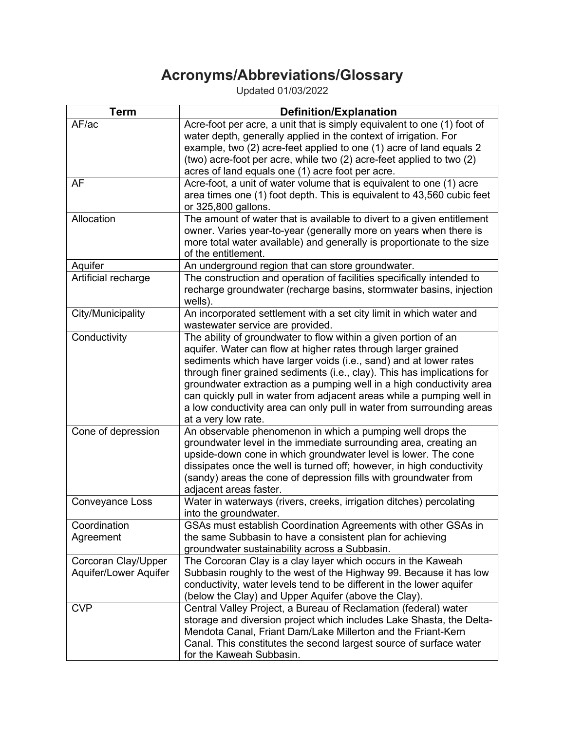# Acronyms/Abbreviations/Glossary

Updated 01/03/2022

| Term | Definition/Explanation |
|---|---|
| AF/ac | Acre-foot per acre, a unit that is simply equivalent to one (1) foot of water depth, generally applied in the context of irrigation. For example, two (2) acre-feet applied to one (1) acre of land equals 2 (two) acre-foot per acre, while two (2) acre-feet applied to two (2) acres of land equals one (1) acre foot per acre. |
| AF | Acre-foot, a unit of water volume that is equivalent to one (1) acre area times one (1) foot depth. This is equivalent to 43,560 cubic feet or 325,800 gallons. |
| Allocation | The amount of water that is available to divert to a given entitlement owner. Varies year-to-year (generally more on years when there is more total water available) and generally is proportionate to the size of the entitlement. |
| Aquifer | An underground region that can store groundwater. |
| Artificial recharge | The construction and operation of facilities specifically intended to recharge groundwater (recharge basins, stormwater basins, injection wells). |
| City/Municipality | An incorporated settlement with a set city limit in which water and wastewater service are provided. |
| Conductivity | The ability of groundwater to flow within a given portion of an aquifer. Water can flow at higher rates through larger grained sediments which have larger voids (i.e., sand) and at lower rates through finer grained sediments (i.e., clay). This has implications for groundwater extraction as a pumping well in a high conductivity area can quickly pull in water from adjacent areas while a pumping well in a low conductivity area can only pull in water from surrounding areas at a very low rate. |
| Cone of depression | An observable phenomenon in which a pumping well drops the groundwater level in the immediate surrounding area, creating an upside-down cone in which groundwater level is lower. The cone dissipates once the well is turned off; however, in high conductivity (sandy) areas the cone of depression fills with groundwater from adjacent areas faster. |
| Conveyance Loss | Water in waterways (rivers, creeks, irrigation ditches) percolating into the groundwater. |
| Coordination Agreement | GSAs must establish Coordination Agreements with other GSAs in the same Subbasin to have a consistent plan for achieving groundwater sustainability across a Subbasin. |
| Corcoran Clay/Upper Aquifer/Lower Aquifer | The Corcoran Clay is a clay layer which occurs in the Kaweah Subbasin roughly to the west of the Highway 99. Because it has low conductivity, water levels tend to be different in the lower aquifer (below the Clay) and Upper Aquifer (above the Clay). |
| CVP | Central Valley Project, a Bureau of Reclamation (federal) water storage and diversion project which includes Lake Shasta, the Delta-Mendota Canal, Friant Dam/Lake Millerton and the Friant-Kern Canal. This constitutes the second largest source of surface water for the Kaweah Subbasin. |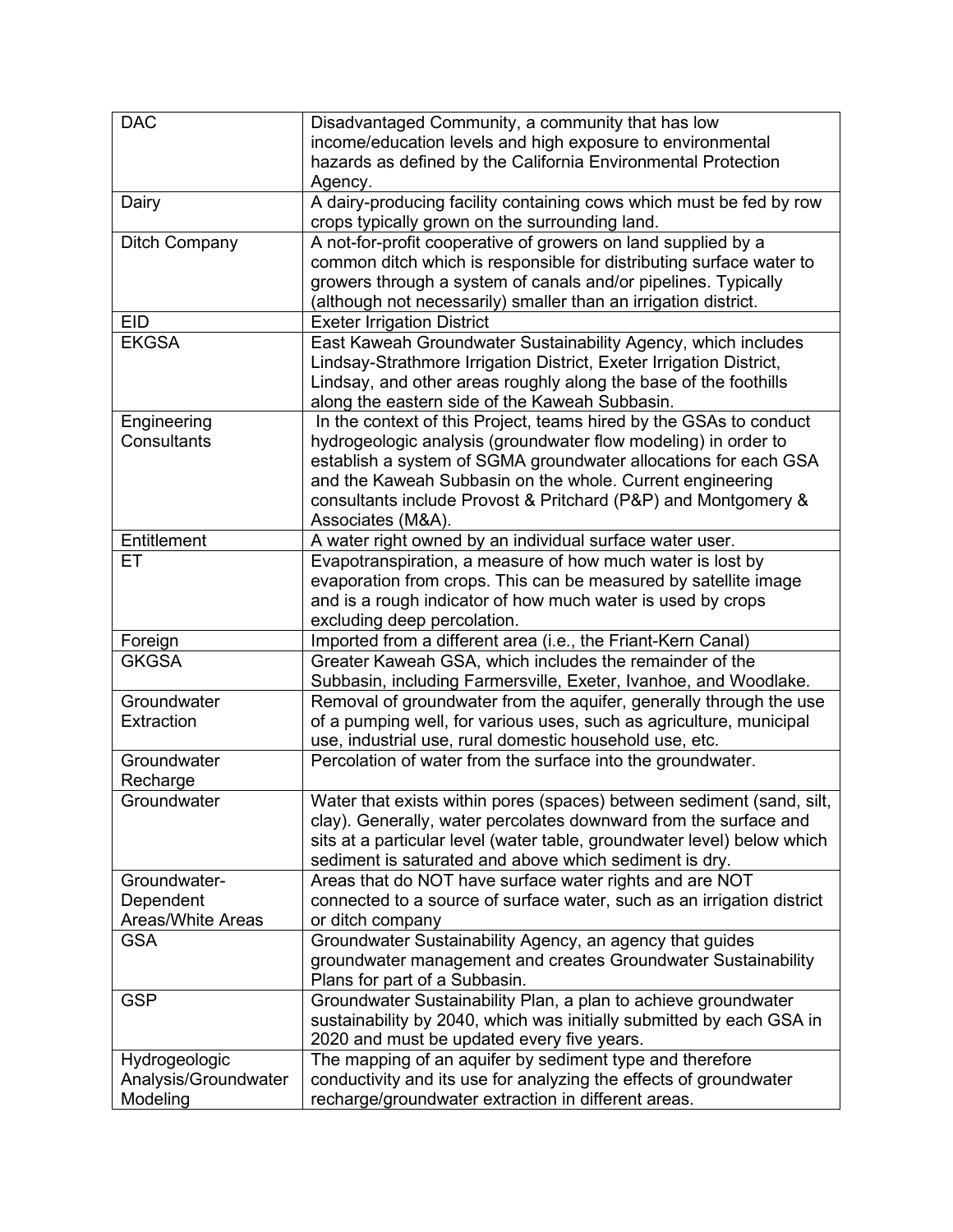| DAC | Disadvantaged Community, a community that has low income/education levels and high exposure to environmental hazards as defined by the California Environmental Protection Agency. |
|---|---|
| Dairy | A dairy-producing facility containing cows which must be fed by row crops typically grown on the surrounding land. |
| Ditch Company | A not-for-profit cooperative of growers on land supplied by a common ditch which is responsible for distributing surface water to growers through a system of canals and/or pipelines. Typically (although not necessarily) smaller than an irrigation district. |
| EID | Exeter Irrigation District |
| EKGSA | East Kaweah Groundwater Sustainability Agency, which includes Lindsay-Strathmore Irrigation District, Exeter Irrigation District, Lindsay, and other areas roughly along the base of the foothills along the eastern side of the Kaweah Subbasin. |
| Engineering Consultants | In the context of this Project, teams hired by the GSAs to conduct hydrogeologic analysis (groundwater flow modeling) in order to establish a system of SGMA groundwater allocations for each GSA and the Kaweah Subbasin on the whole. Current engineering consultants include Provost & Pritchard (P&P) and Montgomery & Associates (M&A). |
| Entitlement | A water right owned by an individual surface water user. |
| ET | Evapotranspiration, a measure of how much water is lost by evaporation from crops. This can be measured by satellite image and is a rough indicator of how much water is used by crops excluding deep percolation. |
| Foreign | Imported from a different area (i.e., the Friant-Kern Canal) |
| GKGSA | Greater Kaweah GSA, which includes the remainder of the Subbasin, including Farmersville, Exeter, Ivanhoe, and Woodlake. |
| Groundwater Extraction | Removal of groundwater from the aquifer, generally through the use of a pumping well, for various uses, such as agriculture, municipal use, industrial use, rural domestic household use, etc. |
| Groundwater Recharge | Percolation of water from the surface into the groundwater. |
| Groundwater | Water that exists within pores (spaces) between sediment (sand, silt, clay). Generally, water percolates downward from the surface and sits at a particular level (water table, groundwater level) below which sediment is saturated and above which sediment is dry. |
| Groundwater-Dependent Areas/White Areas | Areas that do NOT have surface water rights and are NOT connected to a source of surface water, such as an irrigation district or ditch company |
| GSA | Groundwater Sustainability Agency, an agency that guides groundwater management and creates Groundwater Sustainability Plans for part of a Subbasin. |
| GSP | Groundwater Sustainability Plan, a plan to achieve groundwater sustainability by 2040, which was initially submitted by each GSA in 2020 and must be updated every five years. |
| Hydrogeologic Analysis/Groundwater Modeling | The mapping of an aquifer by sediment type and therefore conductivity and its use for analyzing the effects of groundwater recharge/groundwater extraction in different areas. |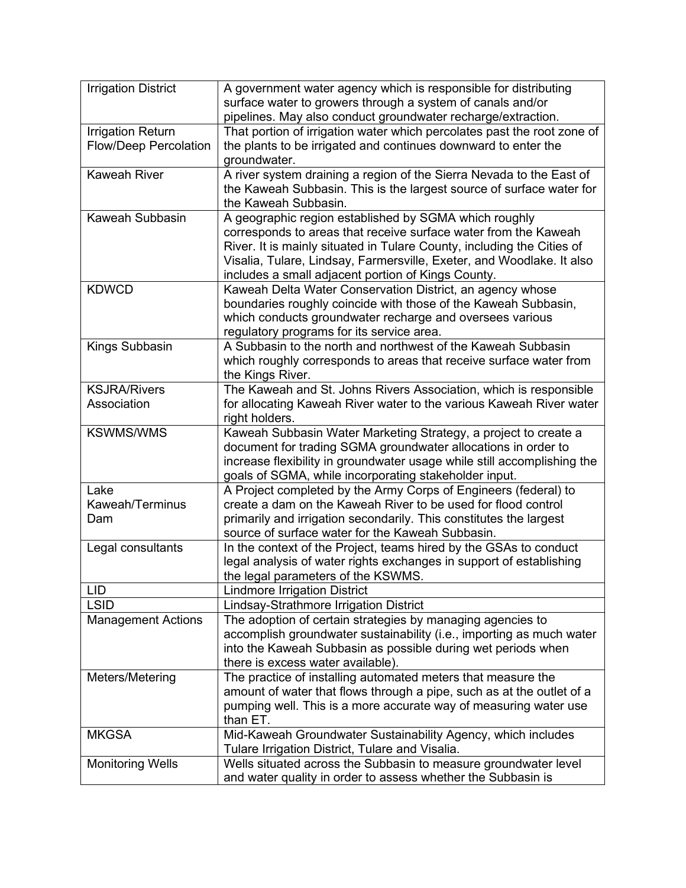| Irrigation District | A government water agency which is responsible for distributing surface water to growers through a system of canals and/or pipelines. May also conduct groundwater recharge/extraction. |
|---|---|
| Irrigation Return Flow/Deep Percolation | That portion of irrigation water which percolates past the root zone of the plants to be irrigated and continues downward to enter the groundwater. |
| Kaweah River | A river system draining a region of the Sierra Nevada to the East of the Kaweah Subbasin. This is the largest source of surface water for the Kaweah Subbasin. |
| Kaweah Subbasin | A geographic region established by SGMA which roughly corresponds to areas that receive surface water from the Kaweah River. It is mainly situated in Tulare County, including the Cities of Visalia, Tulare, Lindsay, Farmersville, Exeter, and Woodlake. It also includes a small adjacent portion of Kings County. |
| KDWCD | Kaweah Delta Water Conservation District, an agency whose boundaries roughly coincide with those of the Kaweah Subbasin, which conducts groundwater recharge and oversees various regulatory programs for its service area. |
| Kings Subbasin | A Subbasin to the north and northwest of the Kaweah Subbasin which roughly corresponds to areas that receive surface water from the Kings River. |
| KSJRA/Rivers Association | The Kaweah and St. Johns Rivers Association, which is responsible for allocating Kaweah River water to the various Kaweah River water right holders. |
| KSWMS/WMS | Kaweah Subbasin Water Marketing Strategy, a project to create a document for trading SGMA groundwater allocations in order to increase flexibility in groundwater usage while still accomplishing the goals of SGMA, while incorporating stakeholder input. |
| Lake Kaweah/Terminus Dam | A Project completed by the Army Corps of Engineers (federal) to create a dam on the Kaweah River to be used for flood control primarily and irrigation secondarily. This constitutes the largest source of surface water for the Kaweah Subbasin. |
| Legal consultants | In the context of the Project, teams hired by the GSAs to conduct legal analysis of water rights exchanges in support of establishing the legal parameters of the KSWMS. |
| LID | Lindmore Irrigation District |
| LSID | Lindsay-Strathmore Irrigation District |
| Management Actions | The adoption of certain strategies by managing agencies to accomplish groundwater sustainability (i.e., importing as much water into the Kaweah Subbasin as possible during wet periods when there is excess water available). |
| Meters/Metering | The practice of installing automated meters that measure the amount of water that flows through a pipe, such as at the outlet of a pumping well. This is a more accurate way of measuring water use than ET. |
| MKGSA | Mid-Kaweah Groundwater Sustainability Agency, which includes Tulare Irrigation District, Tulare and Visalia. |
| Monitoring Wells | Wells situated across the Subbasin to measure groundwater level and water quality in order to assess whether the Subbasin is |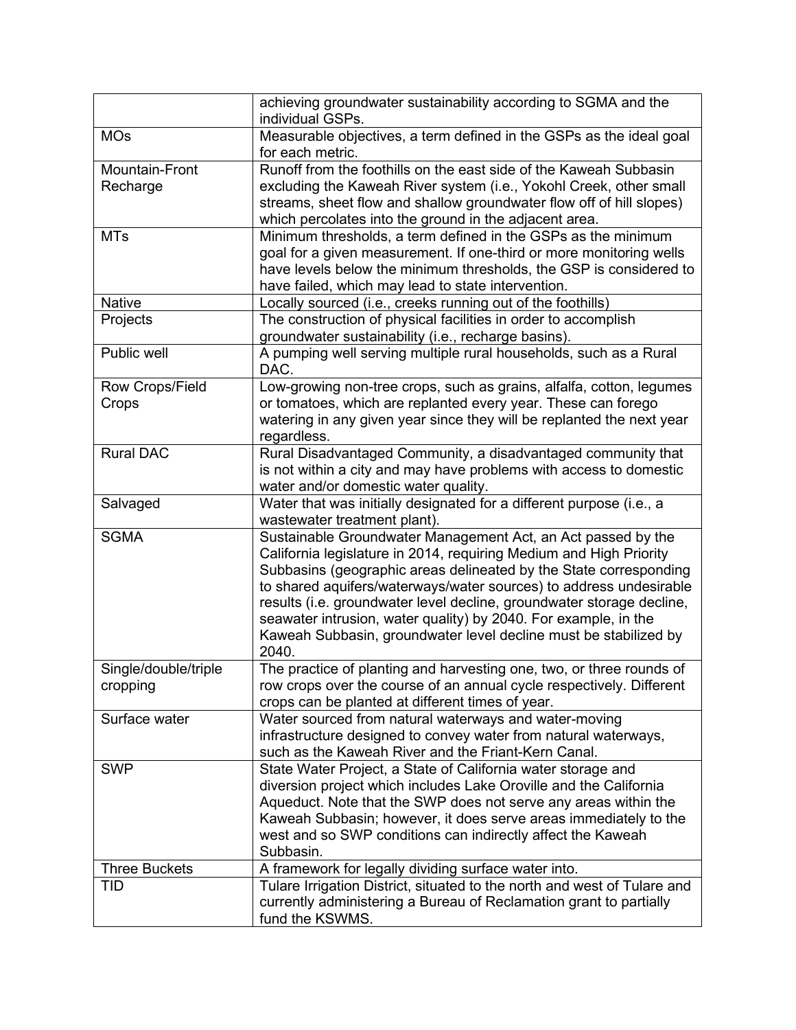| | |
|---|---|
| | achieving groundwater sustainability according to SGMA and the individual GSPs. |
| MOs | Measurable objectives, a term defined in the GSPs as the ideal goal for each metric. |
| Mountain-Front Recharge | Runoff from the foothills on the east side of the Kaweah Subbasin excluding the Kaweah River system (i.e., Yokohl Creek, other small streams, sheet flow and shallow groundwater flow off of hill slopes) which percolates into the ground in the adjacent area. |
| MTs | Minimum thresholds, a term defined in the GSPs as the minimum goal for a given measurement. If one-third or more monitoring wells have levels below the minimum thresholds, the GSP is considered to have failed, which may lead to state intervention. |
| Native | Locally sourced (i.e., creeks running out of the foothills) |
| Projects | The construction of physical facilities in order to accomplish groundwater sustainability (i.e., recharge basins). |
| Public well | A pumping well serving multiple rural households, such as a Rural DAC. |
| Row Crops/Field Crops | Low-growing non-tree crops, such as grains, alfalfa, cotton, legumes or tomatoes, which are replanted every year. These can forego watering in any given year since they will be replanted the next year regardless. |
| Rural DAC | Rural Disadvantaged Community, a disadvantaged community that is not within a city and may have problems with access to domestic water and/or domestic water quality. |
| Salvaged | Water that was initially designated for a different purpose (i.e., a wastewater treatment plant). |
| SGMA | Sustainable Groundwater Management Act, an Act passed by the California legislature in 2014, requiring Medium and High Priority Subbasins (geographic areas delineated by the State corresponding to shared aquifers/waterways/water sources) to address undesirable results (i.e. groundwater level decline, groundwater storage decline, seawater intrusion, water quality) by 2040. For example, in the Kaweah Subbasin, groundwater level decline must be stabilized by 2040. |
| Single/double/triple cropping | The practice of planting and harvesting one, two, or three rounds of row crops over the course of an annual cycle respectively. Different crops can be planted at different times of year. |
| Surface water | Water sourced from natural waterways and water-moving infrastructure designed to convey water from natural waterways, such as the Kaweah River and the Friant-Kern Canal. |
| SWP | State Water Project, a State of California water storage and diversion project which includes Lake Oroville and the California Aqueduct. Note that the SWP does not serve any areas within the Kaweah Subbasin; however, it does serve areas immediately to the west and so SWP conditions can indirectly affect the Kaweah Subbasin. |
| Three Buckets | A framework for legally dividing surface water into. |
| TID | Tulare Irrigation District, situated to the north and west of Tulare and currently administering a Bureau of Reclamation grant to partially fund the KSWMS. |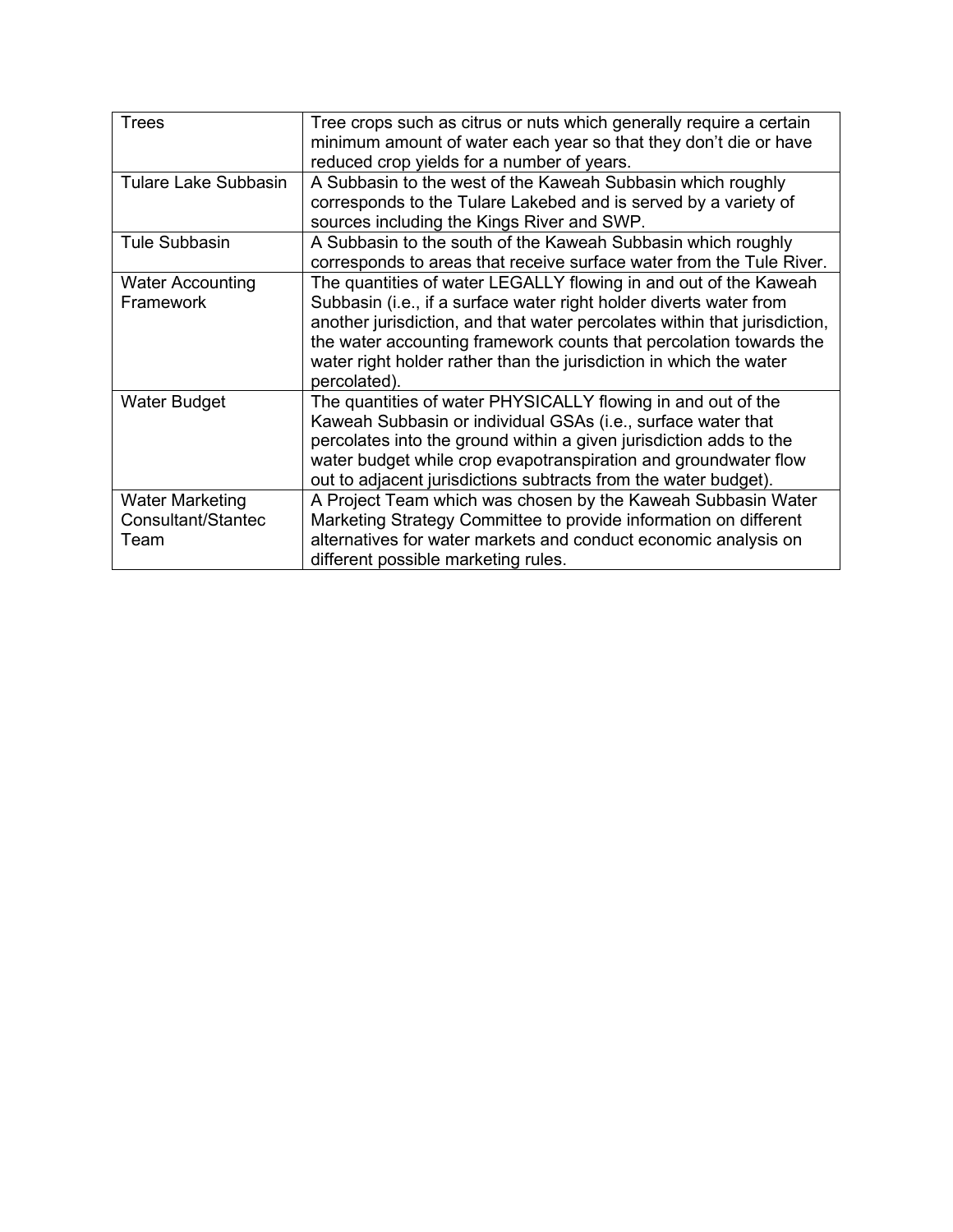| | |
|---|---|
| Trees | Tree crops such as citrus or nuts which generally require a certain minimum amount of water each year so that they don't die or have reduced crop yields for a number of years. |
| Tulare Lake Subbasin | A Subbasin to the west of the Kaweah Subbasin which roughly corresponds to the Tulare Lakebed and is served by a variety of sources including the Kings River and SWP. |
| Tule Subbasin | A Subbasin to the south of the Kaweah Subbasin which roughly corresponds to areas that receive surface water from the Tule River. |
| Water Accounting Framework | The quantities of water LEGALLY flowing in and out of the Kaweah Subbasin (i.e., if a surface water right holder diverts water from another jurisdiction, and that water percolates within that jurisdiction, the water accounting framework counts that percolation towards the water right holder rather than the jurisdiction in which the water percolated). |
| Water Budget | The quantities of water PHYSICALLY flowing in and out of the Kaweah Subbasin or individual GSAs (i.e., surface water that percolates into the ground within a given jurisdiction adds to the water budget while crop evapotranspiration and groundwater flow out to adjacent jurisdictions subtracts from the water budget). |
| Water Marketing Consultant/Stantec Team | A Project Team which was chosen by the Kaweah Subbasin Water Marketing Strategy Committee to provide information on different alternatives for water markets and conduct economic analysis on different possible marketing rules. |